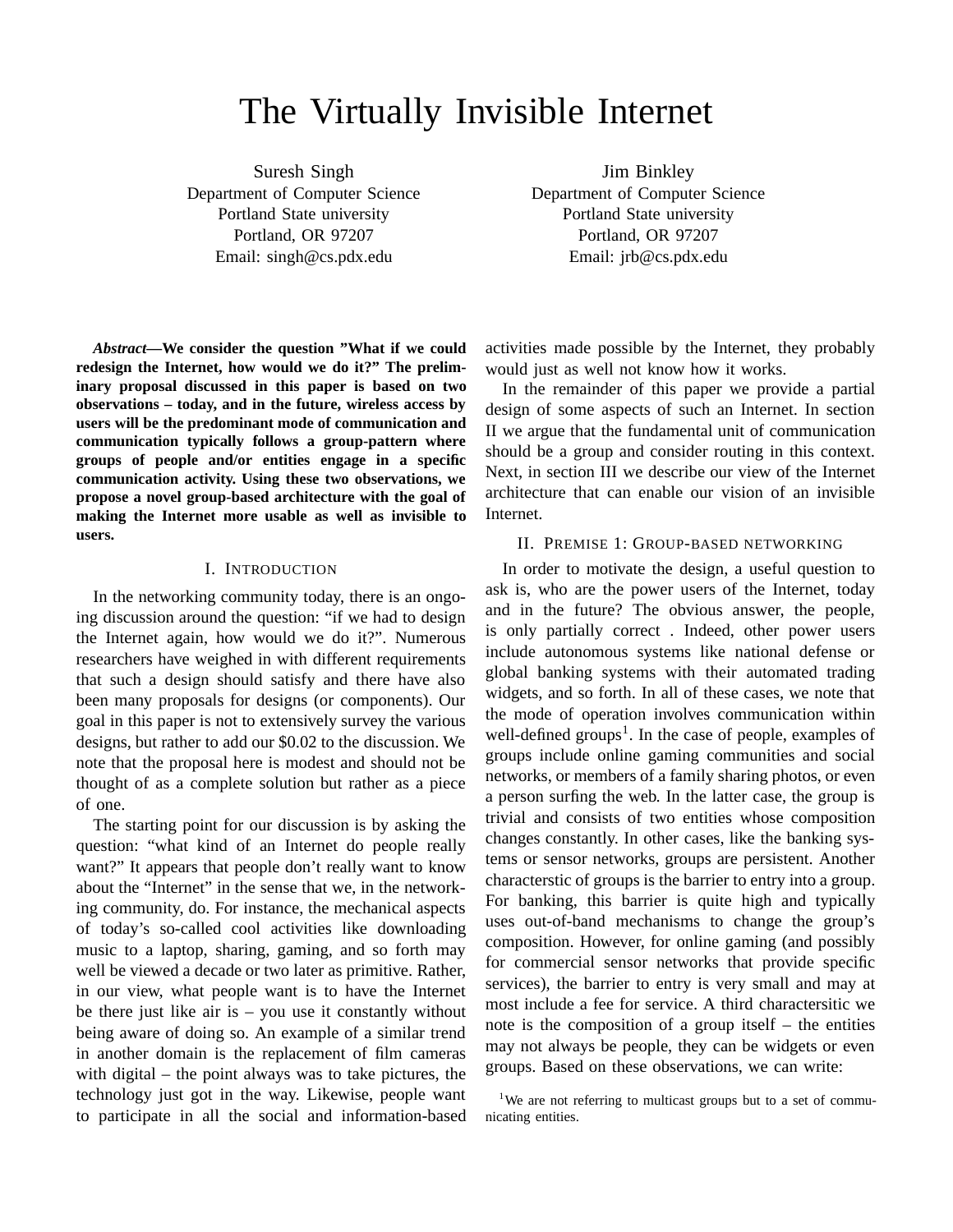# The Virtually Invisible Internet

Suresh Singh
Department of Computer Science
Portland State university
Portland, OR 97207
Email: singh@cs.pdx.edu

Jim Binkley
Department of Computer Science
Portland State university
Portland, OR 97207
Email: jrb@cs.pdx.edu

***Abstract*—We consider the question "What if we could redesign the Internet, how would we do it?" The preliminary proposal discussed in this paper is based on two observations – today, and in the future, wireless access by users will be the predominant mode of communication and communication typically follows a group-pattern where groups of people and/or entities engage in a specific communication activity. Using these two observations, we propose a novel group-based architecture with the goal of making the Internet more usable as well as invisible to users.**

## I. Introduction

In the networking community today, there is an ongoing discussion around the question: "if we had to design the Internet again, how would we do it?". Numerous researchers have weighed in with different requirements that such a design should satisfy and there have also been many proposals for designs (or components). Our goal in this paper is not to extensively survey the various designs, but rather to add our $0.02 to the discussion. We note that the proposal here is modest and should not be thought of as a complete solution but rather as a piece of one.

The starting point for our discussion is by asking the question: "what kind of an Internet do people really want?" It appears that people don't really want to know about the "Internet" in the sense that we, in the networking community, do. For instance, the mechanical aspects of today's so-called cool activities like downloading music to a laptop, sharing, gaming, and so forth may well be viewed a decade or two later as primitive. Rather, in our view, what people want is to have the Internet be there just like air is – you use it constantly without being aware of doing so. An example of a similar trend in another domain is the replacement of film cameras with digital – the point always was to take pictures, the technology just got in the way. Likewise, people want to participate in all the social and information-based activities made possible by the Internet, they probably would just as well not know how it works.

In the remainder of this paper we provide a partial design of some aspects of such an Internet. In section II we argue that the fundamental unit of communication should be a group and consider routing in this context. Next, in section III we describe our view of the Internet architecture that can enable our vision of an invisible Internet.

## II. Premise 1: Group-based networking

In order to motivate the design, a useful question to ask is, who are the power users of the Internet, today and in the future? The obvious answer, the people, is only partially correct . Indeed, other power users include autonomous systems like national defense or global banking systems with their automated trading widgets, and so forth. In all of these cases, we note that the mode of operation involves communication within well-defined groups[1]. In the case of people, examples of groups include online gaming communities and social networks, or members of a family sharing photos, or even a person surfing the web. In the latter case, the group is trivial and consists of two entities whose composition changes constantly. In other cases, like the banking systems or sensor networks, groups are persistent. Another characterstic of groups is the barrier to entry into a group. For banking, this barrier is quite high and typically uses out-of-band mechanisms to change the group's composition. However, for online gaming (and possibly for commercial sensor networks that provide specific services), the barrier to entry is very small and may at most include a fee for service. A third charactersitic we note is the composition of a group itself – the entities may not always be people, they can be widgets or even groups. Based on these observations, we can write:

[1] We are not referring to multicast groups but to a set of communicating entities.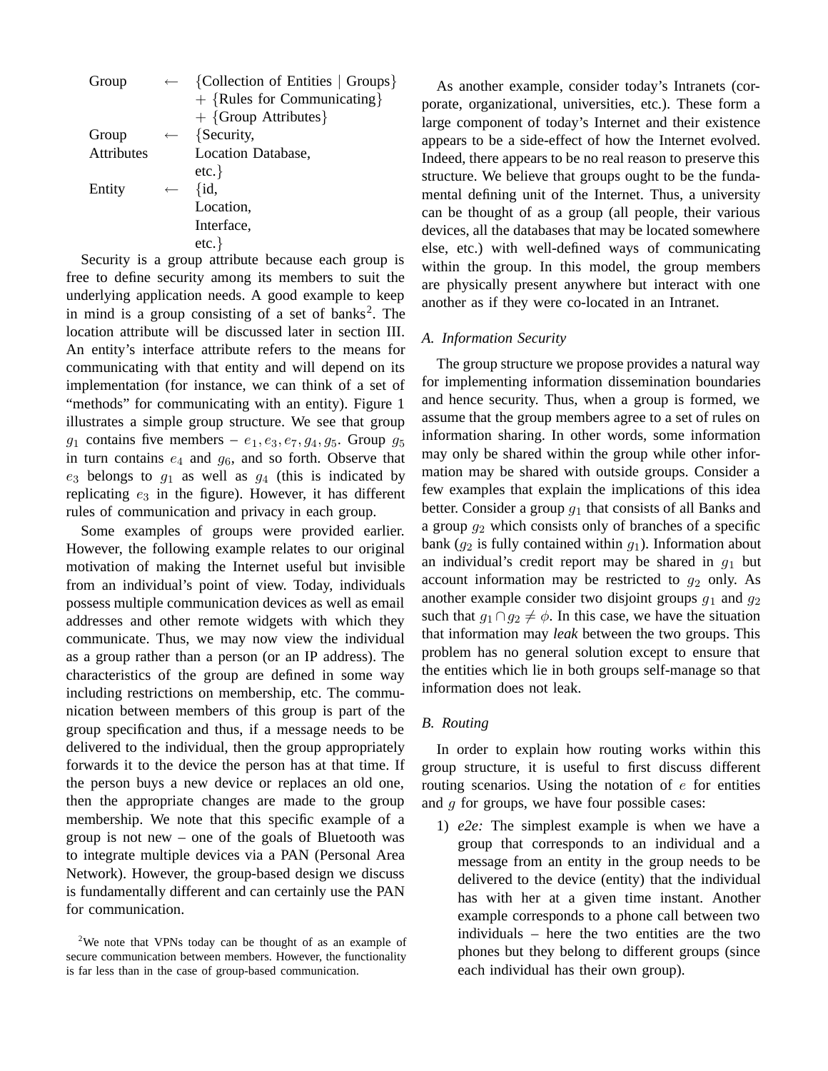| | | |
|---|---|---|
| Group | $\leftarrow$ | {Collection of Entities \| Groups} |
| | | + {Rules for Communicating} |
| | | + {Group Attributes} |
| Group Attributes | $\leftarrow$ | {Security, Location Database, etc.} |
| Entity | $\leftarrow$ | {id, Location, Interface, etc.} |

Security is a group attribute because each group is free to define security among its members to suit the underlying application needs. A good example to keep in mind is a group consisting of a set of banks[2]. The location attribute will be discussed later in section III. An entity's interface attribute refers to the means for communicating with that entity and will depend on its implementation (for instance, we can think of a set of "methods" for communicating with an entity). Figure 1 illustrates a simple group structure. We see that group $g_1$ contains five members – $e_1, e_3, e_7, g_4, g_5$. Group $g_5$ in turn contains $e_4$ and $g_6$, and so forth. Observe that $e_3$ belongs to $g_1$ as well as $g_4$ (this is indicated by replicating $e_3$ in the figure). However, it has different rules of communication and privacy in each group.

Some examples of groups were provided earlier. However, the following example relates to our original motivation of making the Internet useful but invisible from an individual's point of view. Today, individuals possess multiple communication devices as well as email addresses and other remote widgets with which they communicate. Thus, we may now view the individual as a group rather than a person (or an IP address). The characteristics of the group are defined in some way including restrictions on membership, etc. The communication between members of this group is part of the group specification and thus, if a message needs to be delivered to the individual, then the group appropriately forwards it to the device the person has at that time. If the person buys a new device or replaces an old one, then the appropriate changes are made to the group membership. We note that this specific example of a group is not new – one of the goals of Bluetooth was to integrate multiple devices via a PAN (Personal Area Network). However, the group-based design we discuss is fundamentally different and can certainly use the PAN for communication.

[2]We note that VPNs today can be thought of as an example of secure communication between members. However, the functionality is far less than in the case of group-based communication.

As another example, consider today's Intranets (corporate, organizational, universities, etc.). These form a large component of today's Internet and their existence appears to be a side-effect of how the Internet evolved. Indeed, there appears to be no real reason to preserve this structure. We believe that groups ought to be the fundamental defining unit of the Internet. Thus, a university can be thought of as a group (all people, their various devices, all the databases that may be located somewhere else, etc.) with well-defined ways of communicating within the group. In this model, the group members are physically present anywhere but interact with one another as if they were co-located in an Intranet.

### A. Information Security

The group structure we propose provides a natural way for implementing information dissemination boundaries and hence security. Thus, when a group is formed, we assume that the group members agree to a set of rules on information sharing. In other words, some information may only be shared within the group while other information may be shared with outside groups. Consider a few examples that explain the implications of this idea better. Consider a group $g_1$ that consists of all Banks and a group $g_2$ which consists only of branches of a specific bank ($g_2$ is fully contained within $g_1$). Information about an individual's credit report may be shared in $g_1$ but account information may be restricted to $g_2$ only. As another example consider two disjoint groups $g_1$ and $g_2$ such that $g_1 \cap g_2 \neq \phi$. In this case, we have the situation that information may *leak* between the two groups. This problem has no general solution except to ensure that the entities which lie in both groups self-manage so that information does not leak.

### B. Routing

In order to explain how routing works within this group structure, it is useful to first discuss different routing scenarios. Using the notation of $e$ for entities and $g$ for groups, we have four possible cases:

1) *e2e:* The simplest example is when we have a group that corresponds to an individual and a message from an entity in the group needs to be delivered to the device (entity) that the individual has with her at a given time instant. Another example corresponds to a phone call between two individuals – here the two entities are the two phones but they belong to different groups (since each individual has their own group).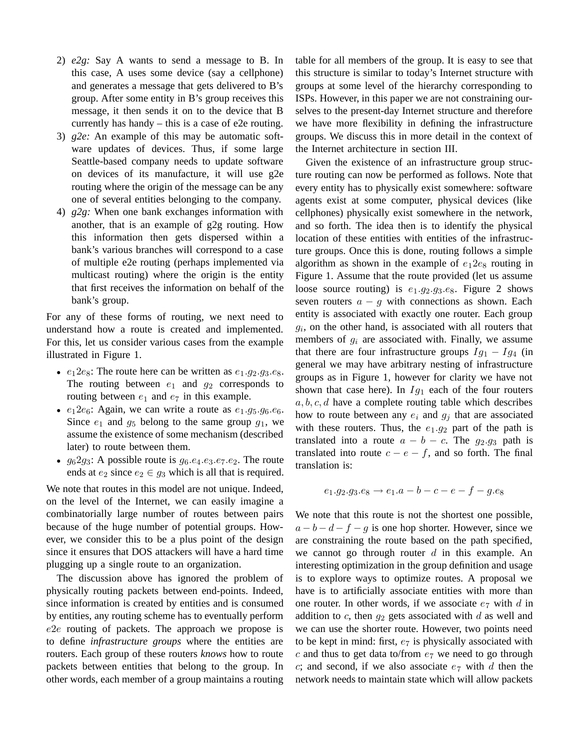2) *e2g:* Say A wants to send a message to B. In this case, A uses some device (say a cellphone) and generates a message that gets delivered to B's group. After some entity in B's group receives this message, it then sends it on to the device that B currently has handy – this is a case of e2e routing.
3) *g2e:* An example of this may be automatic software updates of devices. Thus, if some large Seattle-based company needs to update software on devices of its manufacture, it will use g2e routing where the origin of the message can be any one of several entities belonging to the company.
4) *g2g:* When one bank exchanges information with another, that is an example of g2g routing. How this information then gets dispersed within a bank's various branches will correspond to a case of multiple e2e routing (perhaps implemented via multicast routing) where the origin is the entity that first receives the information on behalf of the bank's group.

For any of these forms of routing, we next need to understand how a route is created and implemented. For this, let us consider various cases from the example illustrated in Figure 1.

- $e_1 2 e_8$: The route here can be written as $e_1.g_2.g_3.e_8$. The routing between $e_1$ and $g_2$ corresponds to routing between $e_1$ and $e_7$ in this example.
- $e_1 2 e_6$: Again, we can write a route as $e_1.g_5.g_6.e_6$. Since $e_1$ and $g_5$ belong to the same group $g_1$, we assume the existence of some mechanism (described later) to route between them.
- $g_6 2 g_3$: A possible route is $g_6.e_4.e_3.e_7.e_2$. The route ends at $e_2$ since $e_2 \in g_3$ which is all that is required.

We note that routes in this model are not unique. Indeed, on the level of the Internet, we can easily imagine a combinatorially large number of routes between pairs because of the huge number of potential groups. However, we consider this to be a plus point of the design since it ensures that DOS attackers will have a hard time plugging up a single route to an organization.

The discussion above has ignored the problem of physically routing packets between end-points. Indeed, since information is created by entities and is consumed by entities, any routing scheme has to eventually perform $e2e$ routing of packets. The approach we propose is to define *infrastructure groups* where the entities are routers. Each group of these routers *knows* how to route packets between entities that belong to the group. In other words, each member of a group maintains a routing table for all members of the group. It is easy to see that this structure is similar to today's Internet structure with groups at some level of the hierarchy corresponding to ISPs. However, in this paper we are not constraining ourselves to the present-day Internet structure and therefore we have more flexibility in defining the infrastructure groups. We discuss this in more detail in the context of the Internet architecture in section III.

Given the existence of an infrastructure group structure routing can now be performed as follows. Note that every entity has to physically exist somewhere: software agents exist at some computer, physical devices (like cellphones) physically exist somewhere in the network, and so forth. The idea then is to identify the physical location of these entities with entities of the infrastructure groups. Once this is done, routing follows a simple algorithm as shown in the example of $e_1 2 e_8$ routing in Figure 1. Assume that the route provided (let us assume loose source routing) is $e_1.g_2.g_3.e_8$. Figure 2 shows seven routers $a-g$ with connections as shown. Each entity is associated with exactly one router. Each group $g_i$, on the other hand, is associated with all routers that members of $g_i$ are associated with. Finally, we assume that there are four infrastructure groups $Ig_1 - Ig_4$ (in general we may have arbitrary nesting of infrastructure groups as in Figure 1, however for clarity we have not shown that case here). In $Ig_1$ each of the four routers $a, b, c, d$ have a complete routing table which describes how to route between any $e_i$ and $g_j$ that are associated with these routers. Thus, the $e_1.g_2$ part of the path is translated into a route $a-b-c$. The $g_2.g_3$ path is translated into route $c-e-f$, and so forth. The final translation is:

$$e_1.g_2.g_3.e_8 \rightarrow e_1.a-b-c-e-f-g.e_8$$

We note that this route is not the shortest one possible, $a-b-d-f-g$ is one hop shorter. However, since we are constraining the route based on the path specified, we cannot go through router $d$ in this example. An interesting optimization in the group definition and usage is to explore ways to optimize routes. A proposal we have is to artificially associate entities with more than one router. In other words, if we associate $e_7$ with $d$ in addition to $c$, then $g_2$ gets associated with $d$ as well and we can use the shorter route. However, two points need to be kept in mind: first, $e_7$ is physically associated with $c$ and thus to get data to/from $e_7$ we need to go through $c$; and second, if we also associate $e_7$ with $d$ then the network needs to maintain state which will allow packets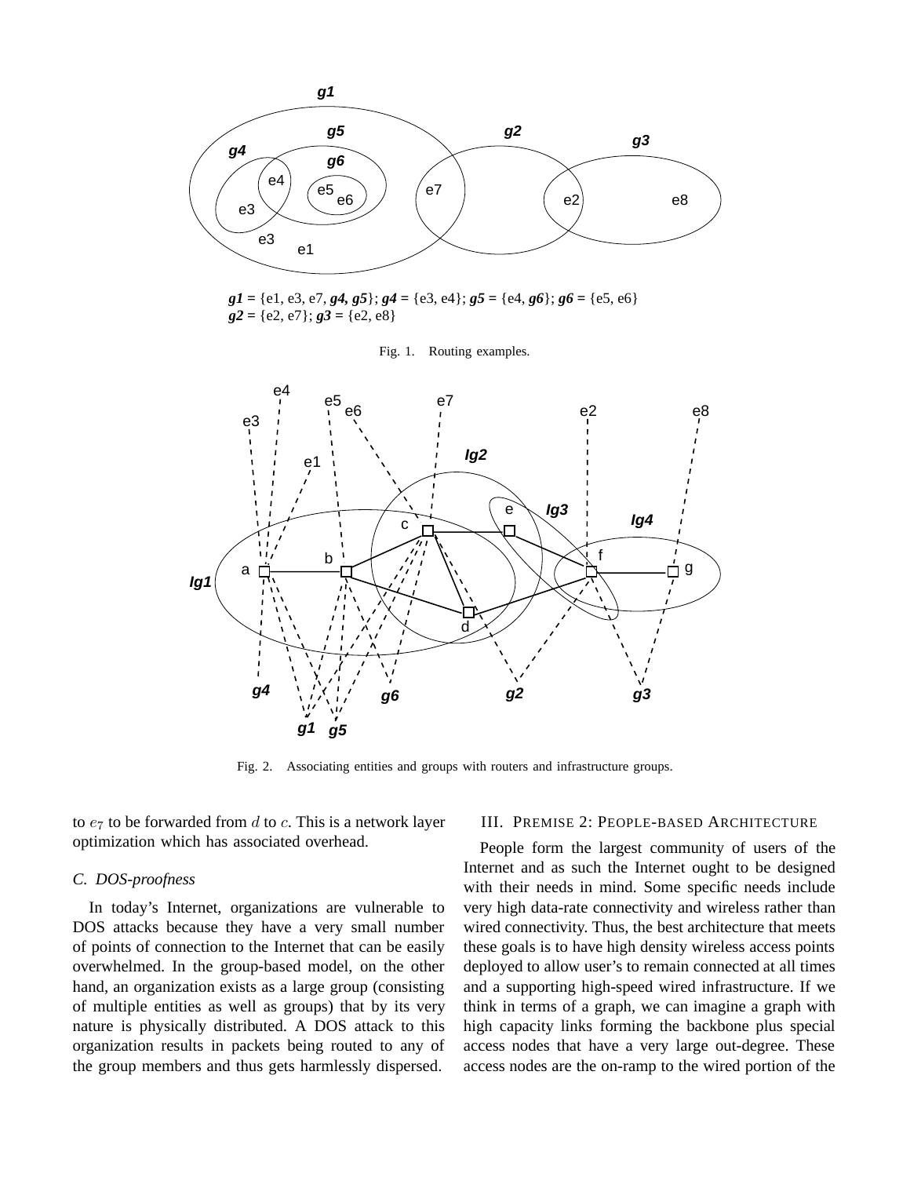*g1* = {e1, e3, e7, *g4, g5*}; *g4* = {e3, e4}; *g5* = {e4, *g6*}; *g6* = {e5, e6}
*g2* = {e2, e7}; *g3* = {e2, e8}

Fig. 1. Routing examples.

Fig. 2. Associating entities and groups with routers and infrastructure groups.

to $e_7$ to be forwarded from $d$ to $c$. This is a network layer optimization which has associated overhead.

### C. DOS-proofness

In today's Internet, organizations are vulnerable to DOS attacks because they have a very small number of points of connection to the Internet that can be easily overwhelmed. In the group-based model, on the other hand, an organization exists as a large group (consisting of multiple entities as well as groups) that by its very nature is physically distributed. A DOS attack to this organization results in packets being routed to any of the group members and thus gets harmlessly dispersed.

## III. Premise 2: People-based Architecture

People form the largest community of users of the Internet and as such the Internet ought to be designed with their needs in mind. Some specific needs include very high data-rate connectivity and wireless rather than wired connectivity. Thus, the best architecture that meets these goals is to have high density wireless access points deployed to allow user's to remain connected at all times and a supporting high-speed wired infrastructure. If we think in terms of a graph, we can imagine a graph with high capacity links forming the backbone plus special access nodes that have a very large out-degree. These access nodes are the on-ramp to the wired portion of the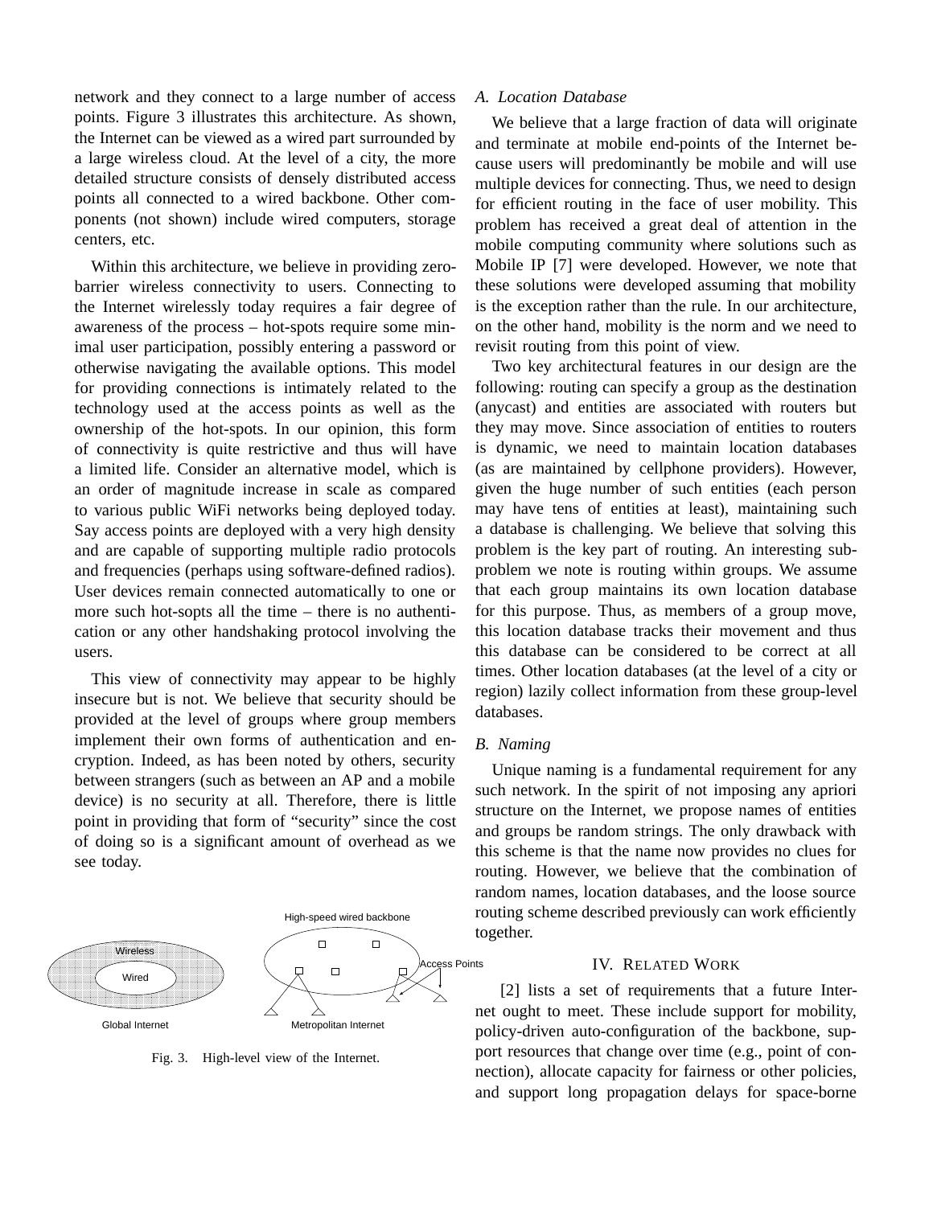network and they connect to a large number of access points. Figure 3 illustrates this architecture. As shown, the Internet can be viewed as a wired part surrounded by a large wireless cloud. At the level of a city, the more detailed structure consists of densely distributed access points all connected to a wired backbone. Other components (not shown) include wired computers, storage centers, etc.

Within this architecture, we believe in providing zero-barrier wireless connectivity to users. Connecting to the Internet wirelessly today requires a fair degree of awareness of the process – hot-spots require some minimal user participation, possibly entering a password or otherwise navigating the available options. This model for providing connections is intimately related to the technology used at the access points as well as the ownership of the hot-spots. In our opinion, this form of connectivity is quite restrictive and thus will have a limited life. Consider an alternative model, which is an order of magnitude increase in scale as compared to various public WiFi networks being deployed today. Say access points are deployed with a very high density and are capable of supporting multiple radio protocols and frequencies (perhaps using software-defined radios). User devices remain connected automatically to one or more such hot-sopts all the time – there is no authentication or any other handshaking protocol involving the users.

This view of connectivity may appear to be highly insecure but is not. We believe that security should be provided at the level of groups where group members implement their own forms of authentication and encryption. Indeed, as has been noted by others, security between strangers (such as between an AP and a mobile device) is no security at all. Therefore, there is little point in providing that form of "security" since the cost of doing so is a significant amount of overhead as we see today.

Wireless
Wired
Global Internet
High-speed wired backbone
Access Points
Metropolitan Internet

Fig. 3. High-level view of the Internet.

### A. Location Database

We believe that a large fraction of data will originate and terminate at mobile end-points of the Internet because users will predominantly be mobile and will use multiple devices for connecting. Thus, we need to design for efficient routing in the face of user mobility. This problem has received a great deal of attention in the mobile computing community where solutions such as Mobile IP [7] were developed. However, we note that these solutions were developed assuming that mobility is the exception rather than the rule. In our architecture, on the other hand, mobility is the norm and we need to revisit routing from this point of view.

Two key architectural features in our design are the following: routing can specify a group as the destination (anycast) and entities are associated with routers but they may move. Since association of entities to routers is dynamic, we need to maintain location databases (as are maintained by cellphone providers). However, given the huge number of such entities (each person may have tens of entities at least), maintaining such a database is challenging. We believe that solving this problem is the key part of routing. An interesting subproblem we note is routing within groups. We assume that each group maintains its own location database for this purpose. Thus, as members of a group move, this location database tracks their movement and thus this database can be considered to be correct at all times. Other location databases (at the level of a city or region) lazily collect information from these group-level databases.

### B. Naming

Unique naming is a fundamental requirement for any such network. In the spirit of not imposing any apriori structure on the Internet, we propose names of entities and groups be random strings. The only drawback with this scheme is that the name now provides no clues for routing. However, we believe that the combination of random names, location databases, and the loose source routing scheme described previously can work efficiently together.

## IV. Related Work

[2] lists a set of requirements that a future Internet ought to meet. These include support for mobility, policy-driven auto-configuration of the backbone, support resources that change over time (e.g., point of connection), allocate capacity for fairness or other policies, and support long propagation delays for space-borne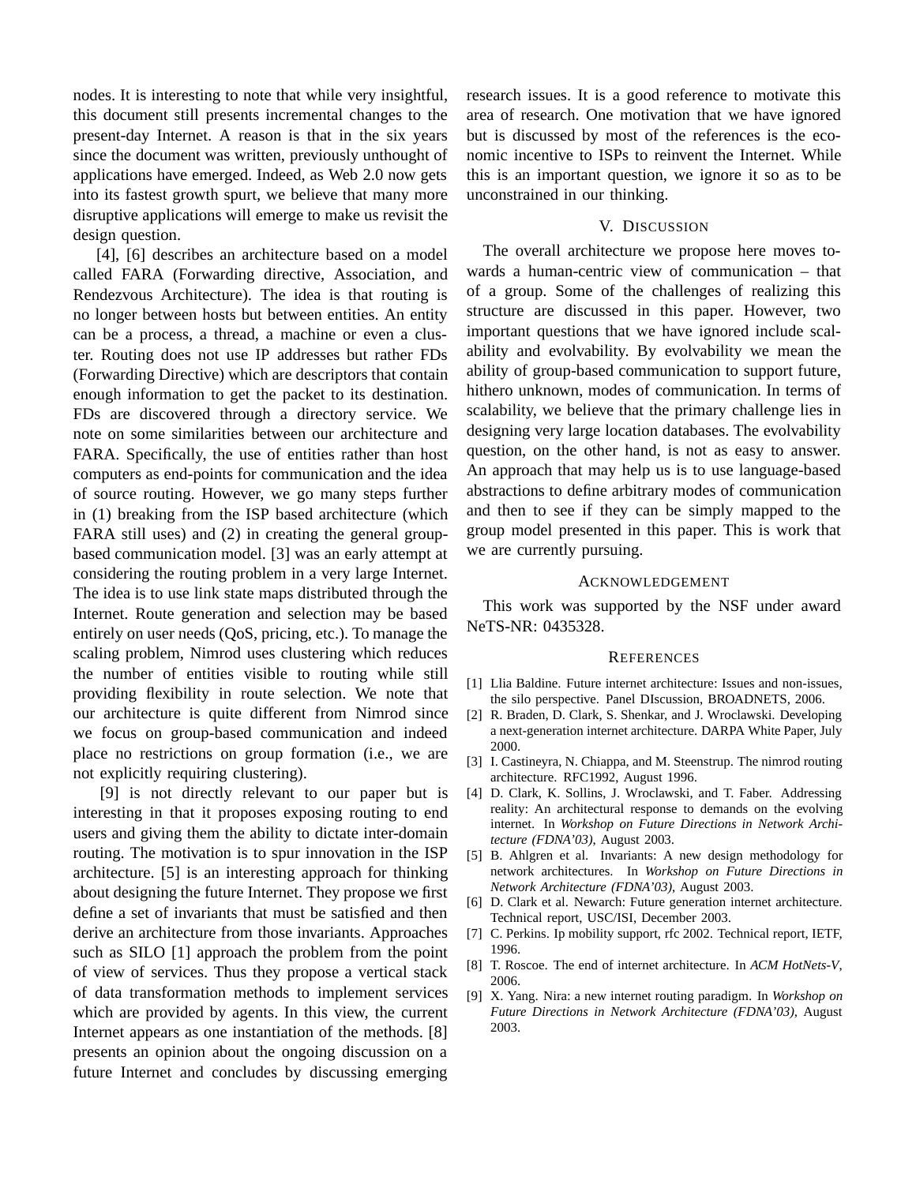nodes. It is interesting to note that while very insightful, this document still presents incremental changes to the present-day Internet. A reason is that in the six years since the document was written, previously unthought of applications have emerged. Indeed, as Web 2.0 now gets into its fastest growth spurt, we believe that many more disruptive applications will emerge to make us revisit the design question.

[4], [6] describes an architecture based on a model called FARA (Forwarding directive, Association, and Rendezvous Architecture). The idea is that routing is no longer between hosts but between entities. An entity can be a process, a thread, a machine or even a cluster. Routing does not use IP addresses but rather FDs (Forwarding Directive) which are descriptors that contain enough information to get the packet to its destination. FDs are discovered through a directory service. We note on some similarities between our architecture and FARA. Specifically, the use of entities rather than host computers as end-points for communication and the idea of source routing. However, we go many steps further in (1) breaking from the ISP based architecture (which FARA still uses) and (2) in creating the general group-based communication model. [3] was an early attempt at considering the routing problem in a very large Internet. The idea is to use link state maps distributed through the Internet. Route generation and selection may be based entirely on user needs (QoS, pricing, etc.). To manage the scaling problem, Nimrod uses clustering which reduces the number of entities visible to routing while still providing flexibility in route selection. We note that our architecture is quite different from Nimrod since we focus on group-based communication and indeed place no restrictions on group formation (i.e., we are not explicitly requiring clustering).

[9] is not directly relevant to our paper but is interesting in that it proposes exposing routing to end users and giving them the ability to dictate inter-domain routing. The motivation is to spur innovation in the ISP architecture. [5] is an interesting approach for thinking about designing the future Internet. They propose we first define a set of invariants that must be satisfied and then derive an architecture from those invariants. Approaches such as SILO [1] approach the problem from the point of view of services. Thus they propose a vertical stack of data transformation methods to implement services which are provided by agents. In this view, the current Internet appears as one instantiation of the methods. [8] presents an opinion about the ongoing discussion on a future Internet and concludes by discussing emerging research issues. It is a good reference to motivate this area of research. One motivation that we have ignored but is discussed by most of the references is the economic incentive to ISPs to reinvent the Internet. While this is an important question, we ignore it so as to be unconstrained in our thinking.

## V. Discussion

The overall architecture we propose here moves towards a human-centric view of communication – that of a group. Some of the challenges of realizing this structure are discussed in this paper. However, two important questions that we have ignored include scalability and evolvability. By evolvability we mean the ability of group-based communication to support future, hithero unknown, modes of communication. In terms of scalability, we believe that the primary challenge lies in designing very large location databases. The evolvability question, on the other hand, is not as easy to answer. An approach that may help us is to use language-based abstractions to define arbitrary modes of communication and then to see if they can be simply mapped to the group model presented in this paper. This is work that we are currently pursuing.

## Acknowledgement

This work was supported by the NSF under award NeTS-NR: 0435328.

## References

[1] Llia Baldine. Future internet architecture: Issues and non-issues, the silo perspective. Panel DIscussion, BROADNETS, 2006.

[2] R. Braden, D. Clark, S. Shenkar, and J. Wroclawski. Developing a next-generation internet architecture. DARPA White Paper, July 2000.

[3] I. Castineyra, N. Chiappa, and M. Steenstrup. The nimrod routing architecture. RFC1992, August 1996.

[4] D. Clark, K. Sollins, J. Wroclawski, and T. Faber. Addressing reality: An architectural response to demands on the evolving internet. In *Workshop on Future Directions in Network Architecture (FDNA'03)*, August 2003.

[5] B. Ahlgren et al. Invariants: A new design methodology for network architectures. In *Workshop on Future Directions in Network Architecture (FDNA'03)*, August 2003.

[6] D. Clark et al. Newarch: Future generation internet architecture. Technical report, USC/ISI, December 2003.

[7] C. Perkins. Ip mobility support, rfc 2002. Technical report, IETF, 1996.

[8] T. Roscoe. The end of internet architecture. In *ACM HotNets-V*, 2006.

[9] X. Yang. Nira: a new internet routing paradigm. In *Workshop on Future Directions in Network Architecture (FDNA'03)*, August 2003.